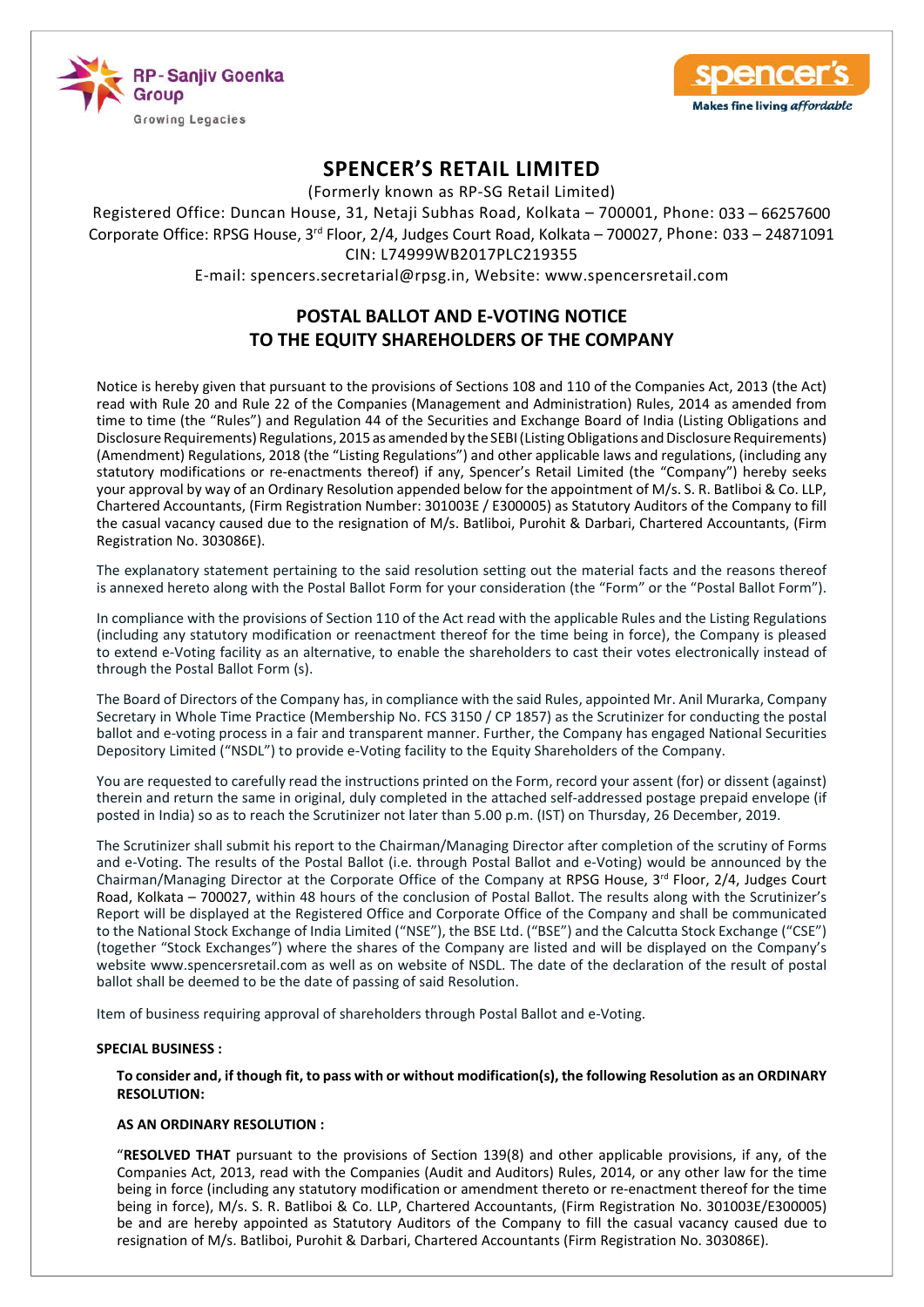RP-Sanjiv Goenka Group
Growing Legacies

spencer's
Makes fine living affordable

# SPENCER'S RETAIL LIMITED

(Formerly known as RP-SG Retail Limited)

Registered Office: Duncan House, 31, Netaji Subhas Road, Kolkata – 700001, Phone: 033 – 66257600

Corporate Office: RPSG House, 3rd Floor, 2/4, Judges Court Road, Kolkata – 700027, Phone: 033 – 24871091

CIN: L74999WB2017PLC219355

E-mail: spencers.secretarial@rpsg.in, Website: www.spencersretail.com

## POSTAL BALLOT AND E-VOTING NOTICE TO THE EQUITY SHAREHOLDERS OF THE COMPANY

Notice is hereby given that pursuant to the provisions of Sections 108 and 110 of the Companies Act, 2013 (the Act) read with Rule 20 and Rule 22 of the Companies (Management and Administration) Rules, 2014 as amended from time to time (the "Rules") and Regulation 44 of the Securities and Exchange Board of India (Listing Obligations and Disclosure Requirements) Regulations, 2015 as amended by the SEBI (Listing Obligations and Disclosure Requirements) (Amendment) Regulations, 2018 (the "Listing Regulations") and other applicable laws and regulations, (including any statutory modifications or re-enactments thereof) if any, Spencer's Retail Limited (the "Company") hereby seeks your approval by way of an Ordinary Resolution appended below for the appointment of M/s. S. R. Batliboi & Co. LLP, Chartered Accountants, (Firm Registration Number: 301003E / E300005) as Statutory Auditors of the Company to fill the casual vacancy caused due to the resignation of M/s. Batliboi, Purohit & Darbari, Chartered Accountants, (Firm Registration No. 303086E).

The explanatory statement pertaining to the said resolution setting out the material facts and the reasons thereof is annexed hereto along with the Postal Ballot Form for your consideration (the "Form" or the "Postal Ballot Form").

In compliance with the provisions of Section 110 of the Act read with the applicable Rules and the Listing Regulations (including any statutory modification or reenactment thereof for the time being in force), the Company is pleased to extend e-Voting facility as an alternative, to enable the shareholders to cast their votes electronically instead of through the Postal Ballot Form (s).

The Board of Directors of the Company has, in compliance with the said Rules, appointed Mr. Anil Murarka, Company Secretary in Whole Time Practice (Membership No. FCS 3150 / CP 1857) as the Scrutinizer for conducting the postal ballot and e-voting process in a fair and transparent manner. Further, the Company has engaged National Securities Depository Limited ("NSDL") to provide e-Voting facility to the Equity Shareholders of the Company.

You are requested to carefully read the instructions printed on the Form, record your assent (for) or dissent (against) therein and return the same in original, duly completed in the attached self-addressed postage prepaid envelope (if posted in India) so as to reach the Scrutinizer not later than 5.00 p.m. (IST) on Thursday, 26 December, 2019.

The Scrutinizer shall submit his report to the Chairman/Managing Director after completion of the scrutiny of Forms and e-Voting. The results of the Postal Ballot (i.e. through Postal Ballot and e-Voting) would be announced by the Chairman/Managing Director at the Corporate Office of the Company at RPSG House, 3rd Floor, 2/4, Judges Court Road, Kolkata – 700027, within 48 hours of the conclusion of Postal Ballot. The results along with the Scrutinizer's Report will be displayed at the Registered Office and Corporate Office of the Company and shall be communicated to the National Stock Exchange of India Limited ("NSE"), the BSE Ltd. ("BSE") and the Calcutta Stock Exchange ("CSE") (together "Stock Exchanges") where the shares of the Company are listed and will be displayed on the Company's website www.spencersretail.com as well as on website of NSDL. The date of the declaration of the result of postal ballot shall be deemed to be the date of passing of said Resolution.

Item of business requiring approval of shareholders through Postal Ballot and e-Voting.

**SPECIAL BUSINESS :**

**To consider and, if though fit, to pass with or without modification(s), the following Resolution as an ORDINARY RESOLUTION:**

**AS AN ORDINARY RESOLUTION :**

"**RESOLVED THAT** pursuant to the provisions of Section 139(8) and other applicable provisions, if any, of the Companies Act, 2013, read with the Companies (Audit and Auditors) Rules, 2014, or any other law for the time being in force (including any statutory modification or amendment thereto or re-enactment thereof for the time being in force), M/s. S. R. Batliboi & Co. LLP, Chartered Accountants, (Firm Registration No. 301003E/E300005) be and are hereby appointed as Statutory Auditors of the Company to fill the casual vacancy caused due to resignation of M/s. Batliboi, Purohit & Darbari, Chartered Accountants (Firm Registration No. 303086E).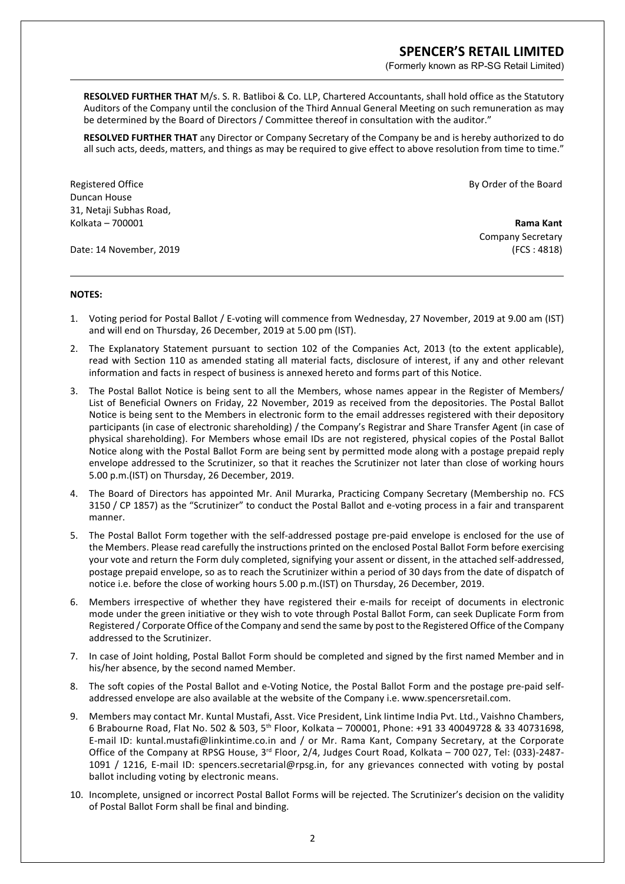**RESOLVED FURTHER THAT** M/s. S. R. Batliboi & Co. LLP, Chartered Accountants, shall hold office as the Statutory Auditors of the Company until the conclusion of the Third Annual General Meeting on such remuneration as may be determined by the Board of Directors / Committee thereof in consultation with the auditor."

**RESOLVED FURTHER THAT** any Director or Company Secretary of the Company be and is hereby authorized to do all such acts, deeds, matters, and things as may be required to give effect to above resolution from time to time."

Registered Office
Duncan House
31, Netaji Subhas Road,
Kolkata – 700001

Date: 14 November, 2019

By Order of the Board

**Rama Kant**
Company Secretary
(FCS : 4818)

**NOTES:**

1. Voting period for Postal Ballot / E-voting will commence from Wednesday, 27 November, 2019 at 9.00 am (IST) and will end on Thursday, 26 December, 2019 at 5.00 pm (IST).
2. The Explanatory Statement pursuant to section 102 of the Companies Act, 2013 (to the extent applicable), read with Section 110 as amended stating all material facts, disclosure of interest, if any and other relevant information and facts in respect of business is annexed hereto and forms part of this Notice.
3. The Postal Ballot Notice is being sent to all the Members, whose names appear in the Register of Members/ List of Beneficial Owners on Friday, 22 November, 2019 as received from the depositories. The Postal Ballot Notice is being sent to the Members in electronic form to the email addresses registered with their depository participants (in case of electronic shareholding) / the Company's Registrar and Share Transfer Agent (in case of physical shareholding). For Members whose email IDs are not registered, physical copies of the Postal Ballot Notice along with the Postal Ballot Form are being sent by permitted mode along with a postage prepaid reply envelope addressed to the Scrutinizer, so that it reaches the Scrutinizer not later than close of working hours 5.00 p.m.(IST) on Thursday, 26 December, 2019.
4. The Board of Directors has appointed Mr. Anil Murarka, Practicing Company Secretary (Membership no. FCS 3150 / CP 1857) as the "Scrutinizer" to conduct the Postal Ballot and e-voting process in a fair and transparent manner.
5. The Postal Ballot Form together with the self-addressed postage pre-paid envelope is enclosed for the use of the Members. Please read carefully the instructions printed on the enclosed Postal Ballot Form before exercising your vote and return the Form duly completed, signifying your assent or dissent, in the attached self-addressed, postage prepaid envelope, so as to reach the Scrutinizer within a period of 30 days from the date of dispatch of notice i.e. before the close of working hours 5.00 p.m.(IST) on Thursday, 26 December, 2019.
6. Members irrespective of whether they have registered their e-mails for receipt of documents in electronic mode under the green initiative or they wish to vote through Postal Ballot Form, can seek Duplicate Form from Registered / Corporate Office of the Company and send the same by post to the Registered Office of the Company addressed to the Scrutinizer.
7. In case of Joint holding, Postal Ballot Form should be completed and signed by the first named Member and in his/her absence, by the second named Member.
8. The soft copies of the Postal Ballot and e-Voting Notice, the Postal Ballot Form and the postage pre-paid self-addressed envelope are also available at the website of the Company i.e. www.spencersretail.com.
9. Members may contact Mr. Kuntal Mustafi, Asst. Vice President, Link Iintime India Pvt. Ltd., Vaishno Chambers, 6 Brabourne Road, Flat No. 502 & 503, 5th Floor, Kolkata – 700001, Phone: +91 33 40049728 & 33 40731698, E-mail ID: kuntal.mustafi@linkintime.co.in and / or Mr. Rama Kant, Company Secretary, at the Corporate Office of the Company at RPSG House, 3rd Floor, 2/4, Judges Court Road, Kolkata – 700 027, Tel: (033)-2487-1091 / 1216, E-mail ID: spencers.secretarial@rpsg.in, for any grievances connected with voting by postal ballot including voting by electronic means.
10. Incomplete, unsigned or incorrect Postal Ballot Forms will be rejected. The Scrutinizer's decision on the validity of Postal Ballot Form shall be final and binding.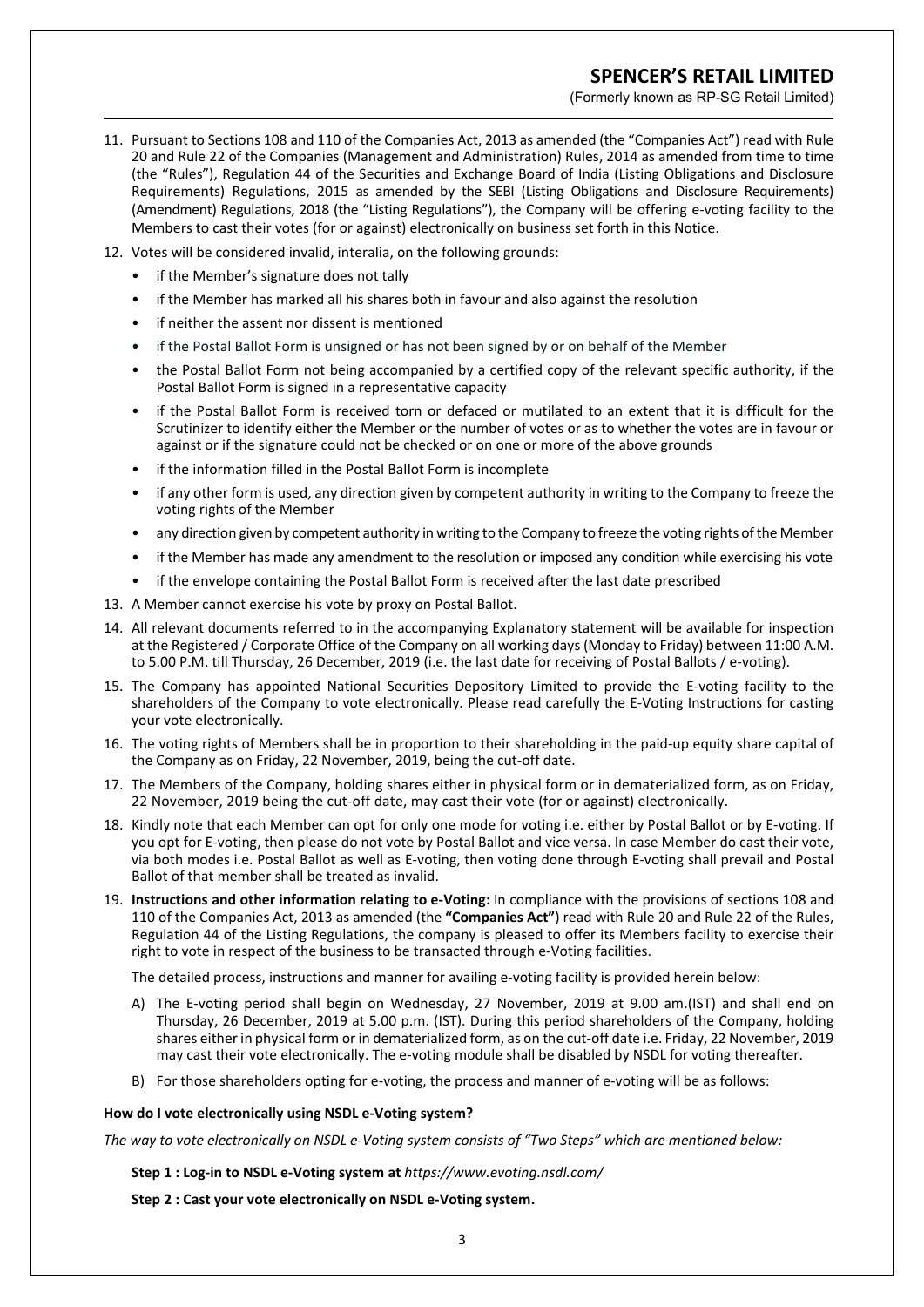11. Pursuant to Sections 108 and 110 of the Companies Act, 2013 as amended (the "Companies Act") read with Rule 20 and Rule 22 of the Companies (Management and Administration) Rules, 2014 as amended from time to time (the "Rules"), Regulation 44 of the Securities and Exchange Board of India (Listing Obligations and Disclosure Requirements) Regulations, 2015 as amended by the SEBI (Listing Obligations and Disclosure Requirements) (Amendment) Regulations, 2018 (the "Listing Regulations"), the Company will be offering e-voting facility to the Members to cast their votes (for or against) electronically on business set forth in this Notice.

12. Votes will be considered invalid, interalia, on the following grounds:
    - if the Member's signature does not tally
    - if the Member has marked all his shares both in favour and also against the resolution
    - if neither the assent nor dissent is mentioned
    - if the Postal Ballot Form is unsigned or has not been signed by or on behalf of the Member
    - the Postal Ballot Form not being accompanied by a certified copy of the relevant specific authority, if the Postal Ballot Form is signed in a representative capacity
    - if the Postal Ballot Form is received torn or defaced or mutilated to an extent that it is difficult for the Scrutinizer to identify either the Member or the number of votes or as to whether the votes are in favour or against or if the signature could not be checked or on one or more of the above grounds
    - if the information filled in the Postal Ballot Form is incomplete
    - if any other form is used, any direction given by competent authority in writing to the Company to freeze the voting rights of the Member
    - any direction given by competent authority in writing to the Company to freeze the voting rights of the Member
    - if the Member has made any amendment to the resolution or imposed any condition while exercising his vote
    - if the envelope containing the Postal Ballot Form is received after the last date prescribed

13. A Member cannot exercise his vote by proxy on Postal Ballot.

14. All relevant documents referred to in the accompanying Explanatory statement will be available for inspection at the Registered / Corporate Office of the Company on all working days (Monday to Friday) between 11:00 A.M. to 5.00 P.M. till Thursday, 26 December, 2019 (i.e. the last date for receiving of Postal Ballots / e-voting).

15. The Company has appointed National Securities Depository Limited to provide the E-voting facility to the shareholders of the Company to vote electronically. Please read carefully the E-Voting Instructions for casting your vote electronically.

16. The voting rights of Members shall be in proportion to their shareholding in the paid-up equity share capital of the Company as on Friday, 22 November, 2019, being the cut-off date.

17. The Members of the Company, holding shares either in physical form or in dematerialized form, as on Friday, 22 November, 2019 being the cut-off date, may cast their vote (for or against) electronically.

18. Kindly note that each Member can opt for only one mode for voting i.e. either by Postal Ballot or by E-voting. If you opt for E-voting, then please do not vote by Postal Ballot and vice versa. In case Member do cast their vote, via both modes i.e. Postal Ballot as well as E-voting, then voting done through E-voting shall prevail and Postal Ballot of that member shall be treated as invalid.

19. **Instructions and other information relating to e-Voting:** In compliance with the provisions of sections 108 and 110 of the Companies Act, 2013 as amended (the **"Companies Act"**) read with Rule 20 and Rule 22 of the Rules, Regulation 44 of the Listing Regulations, the company is pleased to offer its Members facility to exercise their right to vote in respect of the business to be transacted through e-Voting facilities.

    The detailed process, instructions and manner for availing e-voting facility is provided herein below:

    A) The E-voting period shall begin on Wednesday, 27 November, 2019 at 9.00 am.(IST) and shall end on Thursday, 26 December, 2019 at 5.00 p.m. (IST). During this period shareholders of the Company, holding shares either in physical form or in dematerialized form, as on the cut-off date i.e. Friday, 22 November, 2019 may cast their vote electronically. The e-voting module shall be disabled by NSDL for voting thereafter.

    B) For those shareholders opting for e-voting, the process and manner of e-voting will be as follows:

**How do I vote electronically using NSDL e-Voting system?**

*The way to vote electronically on NSDL e-Voting system consists of "Two Steps" which are mentioned below:*

**Step 1 : Log-in to NSDL e-Voting system at** *https://www.evoting.nsdl.com/*

**Step 2 : Cast your vote electronically on NSDL e-Voting system.**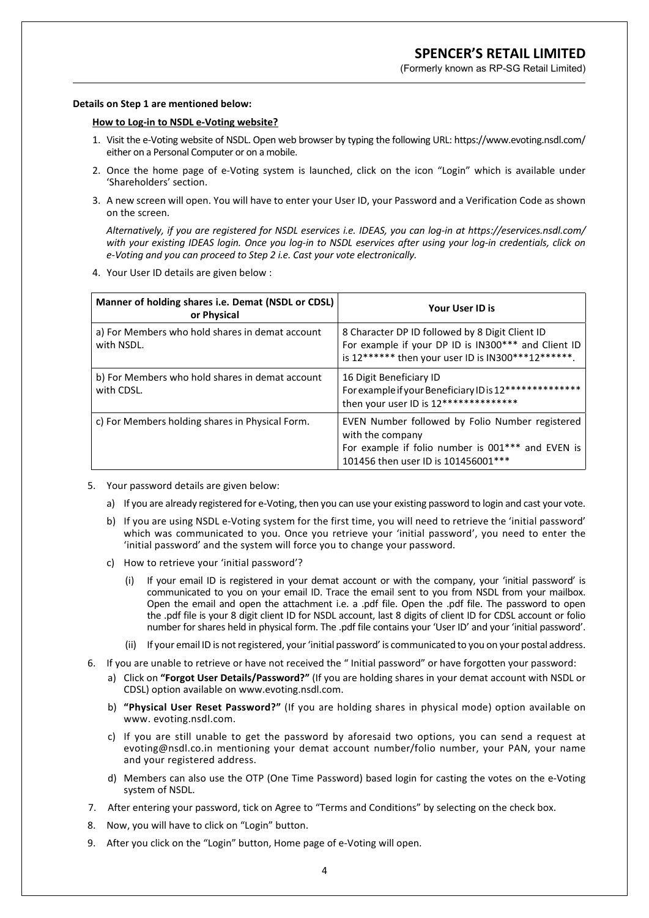**Details on Step 1 are mentioned below:**

**How to Log-in to NSDL e-Voting website?**

1. Visit the e-Voting website of NSDL. Open web browser by typing the following URL: https://www.evoting.nsdl.com/ either on a Personal Computer or on a mobile.
2. Once the home page of e-Voting system is launched, click on the icon "Login" which is available under 'Shareholders' section.
3. A new screen will open. You will have to enter your User ID, your Password and a Verification Code as shown on the screen.

   *Alternatively, if you are registered for NSDL eservices i.e. IDEAS, you can log-in at https://eservices.nsdl.com/ with your existing IDEAS login. Once you log-in to NSDL eservices after using your log-in credentials, click on e-Voting and you can proceed to Step 2 i.e. Cast your vote electronically.*

4. Your User ID details are given below :

| Manner of holding shares i.e. Demat (NSDL or CDSL) or Physical | Your User ID is |
|---|---|
| a) For Members who hold shares in demat account with NSDL. | 8 Character DP ID followed by 8 Digit Client ID For example if your DP ID is IN300*** and Client ID is 12****** then your user ID is IN300***12******. |
| b) For Members who hold shares in demat account with CDSL. | 16 Digit Beneficiary ID For example if your Beneficiary ID is 12************** then your user ID is 12************** |
| c) For Members holding shares in Physical Form. | EVEN Number followed by Folio Number registered with the company For example if folio number is 001*** and EVEN is 101456 then user ID is 101456001*** |

5. Your password details are given below:
   a) If you are already registered for e-Voting, then you can use your existing password to login and cast your vote.
   b) If you are using NSDL e-Voting system for the first time, you will need to retrieve the 'initial password' which was communicated to you. Once you retrieve your 'initial password', you need to enter the 'initial password' and the system will force you to change your password.
   c) How to retrieve your 'initial password'?
      (i) If your email ID is registered in your demat account or with the company, your 'initial password' is communicated to you on your email ID. Trace the email sent to you from NSDL from your mailbox. Open the email and open the attachment i.e. a .pdf file. Open the .pdf file. The password to open the .pdf file is your 8 digit client ID for NSDL account, last 8 digits of client ID for CDSL account or folio number for shares held in physical form. The .pdf file contains your 'User ID' and your 'initial password'.
      (ii) If your email ID is not registered, your 'initial password' is communicated to you on your postal address.
6. If you are unable to retrieve or have not received the " Initial password" or have forgotten your password:
   a) Click on **"Forgot User Details/Password?"** (If you are holding shares in your demat account with NSDL or CDSL) option available on www.evoting.nsdl.com.
   b) **"Physical User Reset Password?"** (If you are holding shares in physical mode) option available on www. evoting.nsdl.com.
   c) If you are still unable to get the password by aforesaid two options, you can send a request at evoting@nsdl.co.in mentioning your demat account number/folio number, your PAN, your name and your registered address.
   d) Members can also use the OTP (One Time Password) based login for casting the votes on the e-Voting system of NSDL.
7. After entering your password, tick on Agree to "Terms and Conditions" by selecting on the check box.
8. Now, you will have to click on "Login" button.
9. After you click on the "Login" button, Home page of e-Voting will open.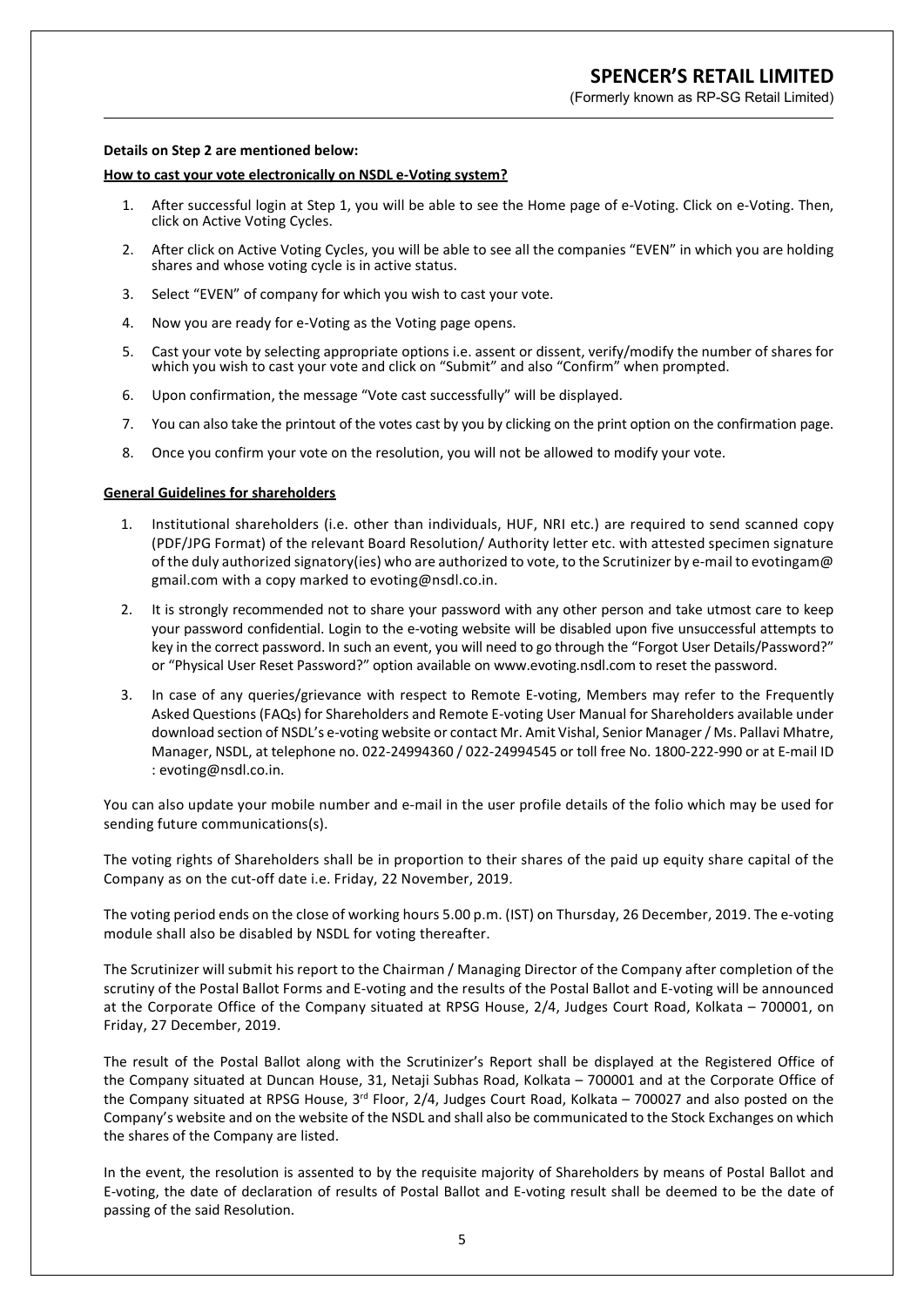**Details on Step 2 are mentioned below:**

**How to cast your vote electronically on NSDL e-Voting system?**

1. After successful login at Step 1, you will be able to see the Home page of e-Voting. Click on e-Voting. Then, click on Active Voting Cycles.
2. After click on Active Voting Cycles, you will be able to see all the companies "EVEN" in which you are holding shares and whose voting cycle is in active status.
3. Select "EVEN" of company for which you wish to cast your vote.
4. Now you are ready for e-Voting as the Voting page opens.
5. Cast your vote by selecting appropriate options i.e. assent or dissent, verify/modify the number of shares for which you wish to cast your vote and click on "Submit" and also "Confirm" when prompted.
6. Upon confirmation, the message "Vote cast successfully" will be displayed.
7. You can also take the printout of the votes cast by you by clicking on the print option on the confirmation page.
8. Once you confirm your vote on the resolution, you will not be allowed to modify your vote.

**General Guidelines for shareholders**

1. Institutional shareholders (i.e. other than individuals, HUF, NRI etc.) are required to send scanned copy (PDF/JPG Format) of the relevant Board Resolution/ Authority letter etc. with attested specimen signature of the duly authorized signatory(ies) who are authorized to vote, to the Scrutinizer by e-mail to evotingam@ gmail.com with a copy marked to evoting@nsdl.co.in.
2. It is strongly recommended not to share your password with any other person and take utmost care to keep your password confidential. Login to the e-voting website will be disabled upon five unsuccessful attempts to key in the correct password. In such an event, you will need to go through the "Forgot User Details/Password?" or "Physical User Reset Password?" option available on www.evoting.nsdl.com to reset the password.
3. In case of any queries/grievance with respect to Remote E-voting, Members may refer to the Frequently Asked Questions (FAQs) for Shareholders and Remote E-voting User Manual for Shareholders available under download section of NSDL's e-voting website or contact Mr. Amit Vishal, Senior Manager / Ms. Pallavi Mhatre, Manager, NSDL, at telephone no. 022-24994360 / 022-24994545 or toll free No. 1800-222-990 or at E-mail ID : evoting@nsdl.co.in.

You can also update your mobile number and e-mail in the user profile details of the folio which may be used for sending future communications(s).

The voting rights of Shareholders shall be in proportion to their shares of the paid up equity share capital of the Company as on the cut-off date i.e. Friday, 22 November, 2019.

The voting period ends on the close of working hours 5.00 p.m. (IST) on Thursday, 26 December, 2019. The e-voting module shall also be disabled by NSDL for voting thereafter.

The Scrutinizer will submit his report to the Chairman / Managing Director of the Company after completion of the scrutiny of the Postal Ballot Forms and E-voting and the results of the Postal Ballot and E-voting will be announced at the Corporate Office of the Company situated at RPSG House, 2/4, Judges Court Road, Kolkata – 700001, on Friday, 27 December, 2019.

The result of the Postal Ballot along with the Scrutinizer's Report shall be displayed at the Registered Office of the Company situated at Duncan House, 31, Netaji Subhas Road, Kolkata – 700001 and at the Corporate Office of the Company situated at RPSG House, 3rd Floor, 2/4, Judges Court Road, Kolkata – 700027 and also posted on the Company's website and on the website of the NSDL and shall also be communicated to the Stock Exchanges on which the shares of the Company are listed.

In the event, the resolution is assented to by the requisite majority of Shareholders by means of Postal Ballot and E-voting, the date of declaration of results of Postal Ballot and E-voting result shall be deemed to be the date of passing of the said Resolution.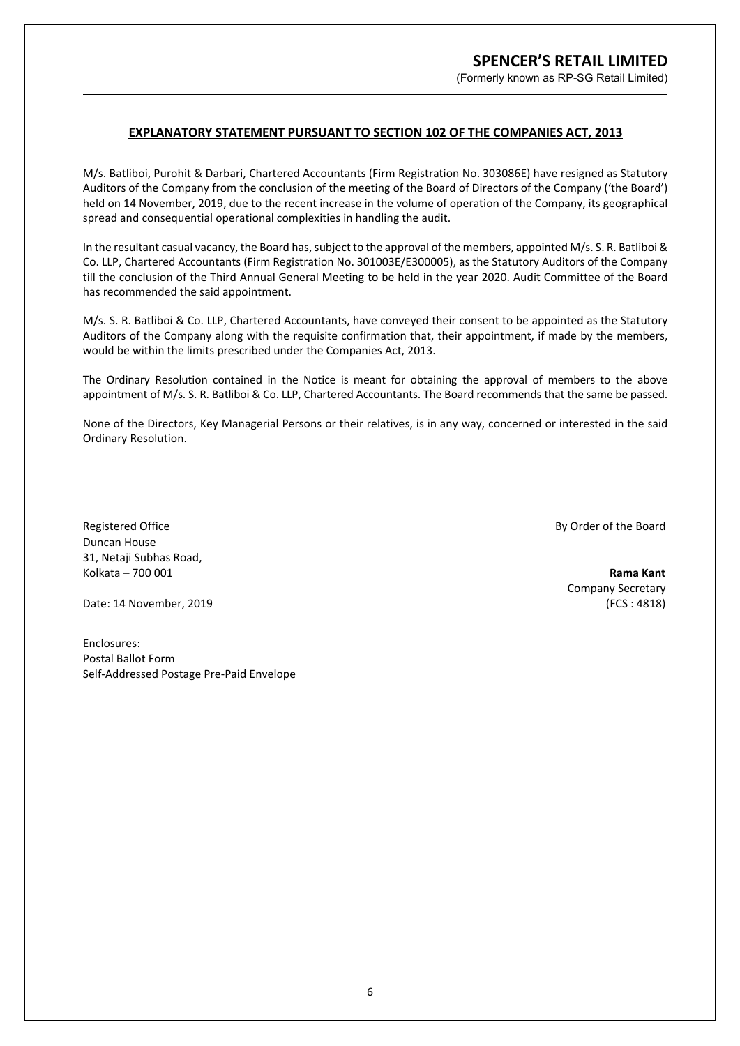## EXPLANATORY STATEMENT PURSUANT TO SECTION 102 OF THE COMPANIES ACT, 2013

M/s. Batliboi, Purohit & Darbari, Chartered Accountants (Firm Registration No. 303086E) have resigned as Statutory Auditors of the Company from the conclusion of the meeting of the Board of Directors of the Company ('the Board') held on 14 November, 2019, due to the recent increase in the volume of operation of the Company, its geographical spread and consequential operational complexities in handling the audit.

In the resultant casual vacancy, the Board has, subject to the approval of the members, appointed M/s. S. R. Batliboi & Co. LLP, Chartered Accountants (Firm Registration No. 301003E/E300005), as the Statutory Auditors of the Company till the conclusion of the Third Annual General Meeting to be held in the year 2020. Audit Committee of the Board has recommended the said appointment.

M/s. S. R. Batliboi & Co. LLP, Chartered Accountants, have conveyed their consent to be appointed as the Statutory Auditors of the Company along with the requisite confirmation that, their appointment, if made by the members, would be within the limits prescribed under the Companies Act, 2013.

The Ordinary Resolution contained in the Notice is meant for obtaining the approval of members to the above appointment of M/s. S. R. Batliboi & Co. LLP, Chartered Accountants. The Board recommends that the same be passed.

None of the Directors, Key Managerial Persons or their relatives, is in any way, concerned or interested in the said Ordinary Resolution.

Registered Office
Duncan House
31, Netaji Subhas Road,
Kolkata – 700 001

Date: 14 November, 2019

By Order of the Board

**Rama Kant**
Company Secretary
(FCS : 4818)

Enclosures:
Postal Ballot Form
Self-Addressed Postage Pre-Paid Envelope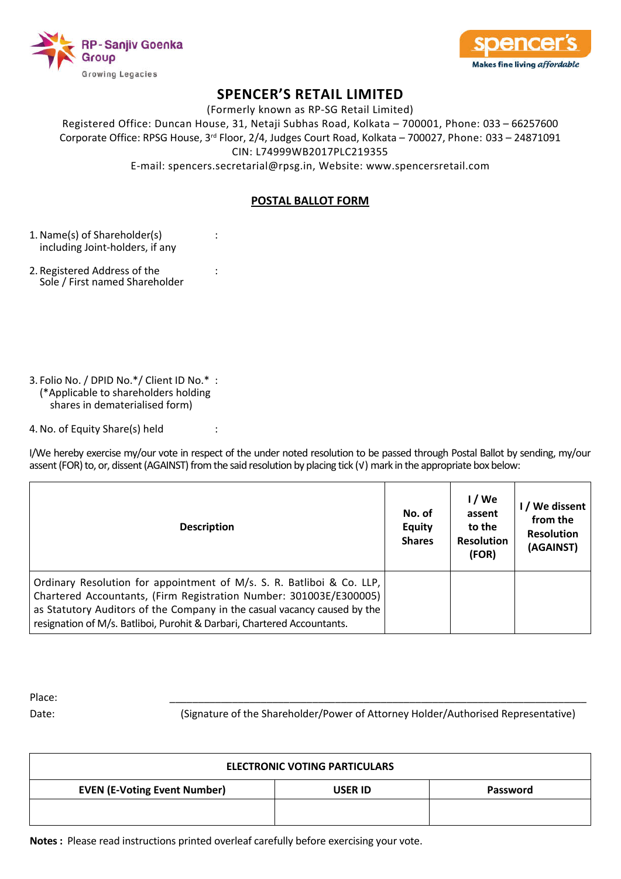RP - Sanjiv Goenka Group
Growing Legacies

spencer's
Makes fine living *affordable*

# SPENCER'S RETAIL LIMITED

(Formerly known as RP-SG Retail Limited)

Registered Office: Duncan House, 31, Netaji Subhas Road, Kolkata – 700001, Phone: 033 – 66257600

Corporate Office: RPSG House, 3rd Floor, 2/4, Judges Court Road, Kolkata – 700027, Phone: 033 – 24871091

CIN: L74999WB2017PLC219355

E-mail: spencers.secretarial@rpsg.in, Website: www.spencersretail.com

## POSTAL BALLOT FORM

1. Name(s) of Shareholder(s) including Joint-holders, if any :
2. Registered Address of the Sole / First named Shareholder :
3. Folio No. / DPID No.*/ Client ID No.* : (*Applicable to shareholders holding shares in dematerialised form)
4. No. of Equity Share(s) held :

I/We hereby exercise my/our vote in respect of the under noted resolution to be passed through Postal Ballot by sending, my/our assent (FOR) to, or, dissent (AGAINST) from the said resolution by placing tick (√) mark in the appropriate box below:

| Description | No. of Equity Shares | I / We assent to the Resolution (FOR) | I / We dissent from the Resolution (AGAINST) |
|---|---|---|---|
| Ordinary Resolution for appointment of M/s. S. R. Batliboi & Co. LLP, Chartered Accountants, (Firm Registration Number: 301003E/E300005) as Statutory Auditors of the Company in the casual vacancy caused by the resignation of M/s. Batliboi, Purohit & Darbari, Chartered Accountants. | | | |

Place:

Date:

\_\_\_\_\_\_\_\_\_\_\_\_\_\_\_\_\_\_\_\_\_\_\_\_\_\_\_\_\_\_\_\_\_\_\_\_\_\_\_\_\_\_\_\_\_\_\_\_\_\_\_\_\_\_\_\_\_\_\_\_

(Signature of the Shareholder/Power of Attorney Holder/Authorised Representative)

| ELECTRONIC VOTING PARTICULARS | | |
|---|---|---|
| **EVEN (E-Voting Event Number)** | **USER ID** | **Password** |
| | | |

**Notes :** Please read instructions printed overleaf carefully before exercising your vote.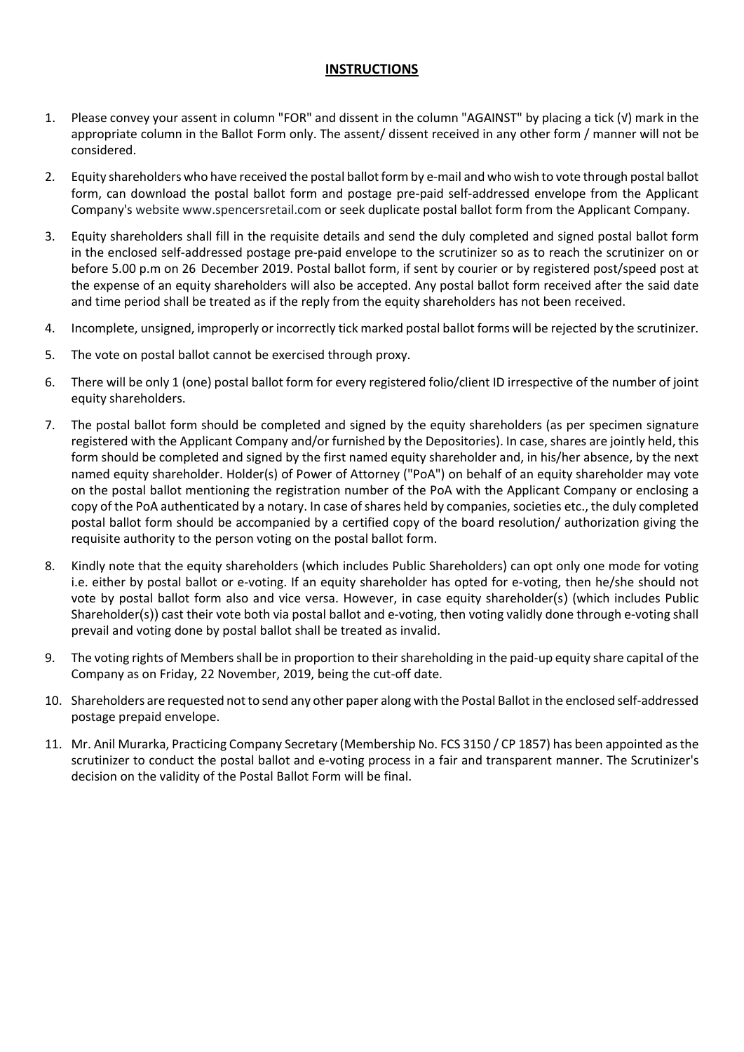## INSTRUCTIONS

1. Please convey your assent in column "FOR" and dissent in the column "AGAINST" by placing a tick (√) mark in the appropriate column in the Ballot Form only. The assent/ dissent received in any other form / manner will not be considered.
2. Equity shareholders who have received the postal ballot form by e-mail and who wish to vote through postal ballot form, can download the postal ballot form and postage pre-paid self-addressed envelope from the Applicant Company's website www.spencersretail.com or seek duplicate postal ballot form from the Applicant Company.
3. Equity shareholders shall fill in the requisite details and send the duly completed and signed postal ballot form in the enclosed self-addressed postage pre-paid envelope to the scrutinizer so as to reach the scrutinizer on or before 5.00 p.m on 26 December 2019. Postal ballot form, if sent by courier or by registered post/speed post at the expense of an equity shareholders will also be accepted. Any postal ballot form received after the said date and time period shall be treated as if the reply from the equity shareholders has not been received.
4. Incomplete, unsigned, improperly or incorrectly tick marked postal ballot forms will be rejected by the scrutinizer.
5. The vote on postal ballot cannot be exercised through proxy.
6. There will be only 1 (one) postal ballot form for every registered folio/client ID irrespective of the number of joint equity shareholders.
7. The postal ballot form should be completed and signed by the equity shareholders (as per specimen signature registered with the Applicant Company and/or furnished by the Depositories). In case, shares are jointly held, this form should be completed and signed by the first named equity shareholder and, in his/her absence, by the next named equity shareholder. Holder(s) of Power of Attorney ("PoA") on behalf of an equity shareholder may vote on the postal ballot mentioning the registration number of the PoA with the Applicant Company or enclosing a copy of the PoA authenticated by a notary. In case of shares held by companies, societies etc., the duly completed postal ballot form should be accompanied by a certified copy of the board resolution/ authorization giving the requisite authority to the person voting on the postal ballot form.
8. Kindly note that the equity shareholders (which includes Public Shareholders) can opt only one mode for voting i.e. either by postal ballot or e-voting. If an equity shareholder has opted for e-voting, then he/she should not vote by postal ballot form also and vice versa. However, in case equity shareholder(s) (which includes Public Shareholder(s)) cast their vote both via postal ballot and e-voting, then voting validly done through e-voting shall prevail and voting done by postal ballot shall be treated as invalid.
9. The voting rights of Members shall be in proportion to their shareholding in the paid-up equity share capital of the Company as on Friday, 22 November, 2019, being the cut-off date.
10. Shareholders are requested not to send any other paper along with the Postal Ballot in the enclosed self-addressed postage prepaid envelope.
11. Mr. Anil Murarka, Practicing Company Secretary (Membership No. FCS 3150 / CP 1857) has been appointed as the scrutinizer to conduct the postal ballot and e-voting process in a fair and transparent manner. The Scrutinizer's decision on the validity of the Postal Ballot Form will be final.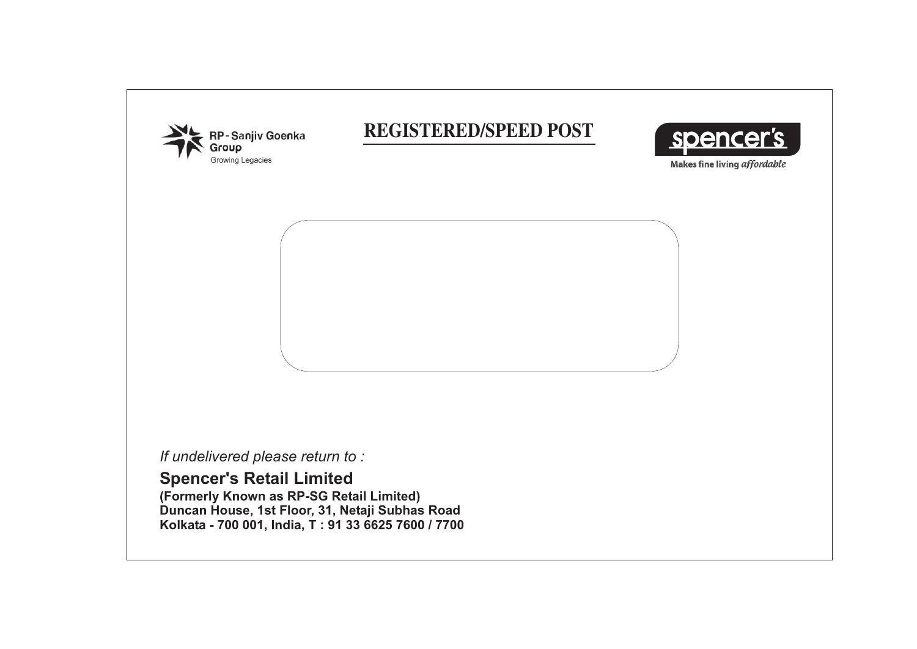RP-Sanjiv Goenka Group
Growing Legacies

## REGISTERED/SPEED POST

spencer's
Makes fine living *affordable*

*If undelivered please return to :*

**Spencer's Retail Limited**
**(Formerly Known as RP-SG Retail Limited)**
**Duncan House, 1st Floor, 31, Netaji Subhas Road**
**Kolkata - 700 001, India, T : 91 33 6625 7600 / 7700**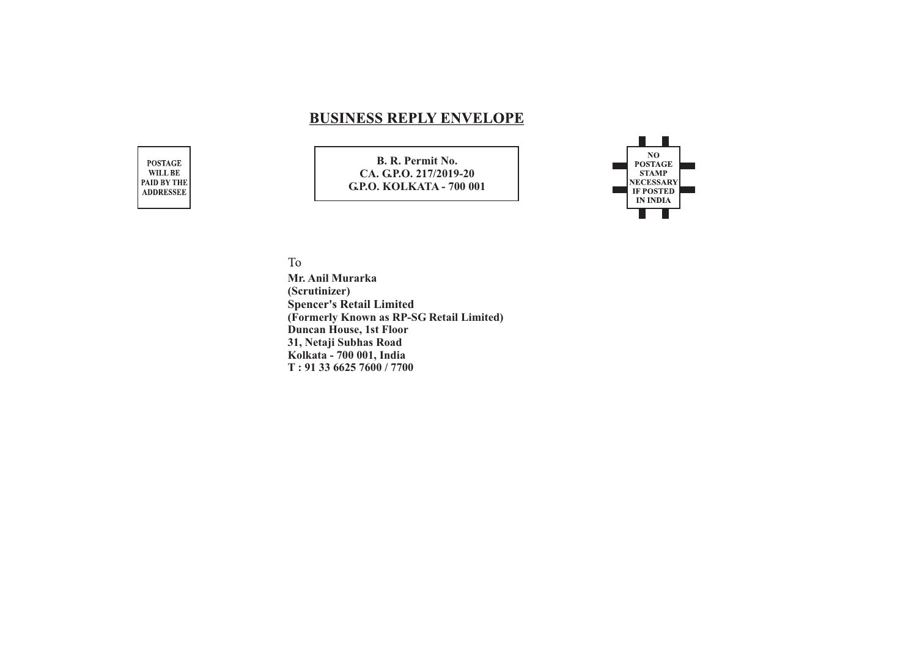# BUSINESS REPLY ENVELOPE

**POSTAGE WILL BE PAID BY THE ADDRESSEE**

**B. R. Permit No.**
**CA. G.P.O. 217/2019-20**
**G.P.O. KOLKATA - 700 001**

**NO POSTAGE STAMP NECESSARY IF POSTED IN INDIA**

To

**Mr. Anil Murarka**
**(Scrutinizer)**
**Spencer's Retail Limited**
**(Formerly Known as RP-SG Retail Limited)**
**Duncan House, 1st Floor**
**31, Netaji Subhas Road**
**Kolkata - 700 001, India**
**T : 91 33 6625 7600 / 7700**